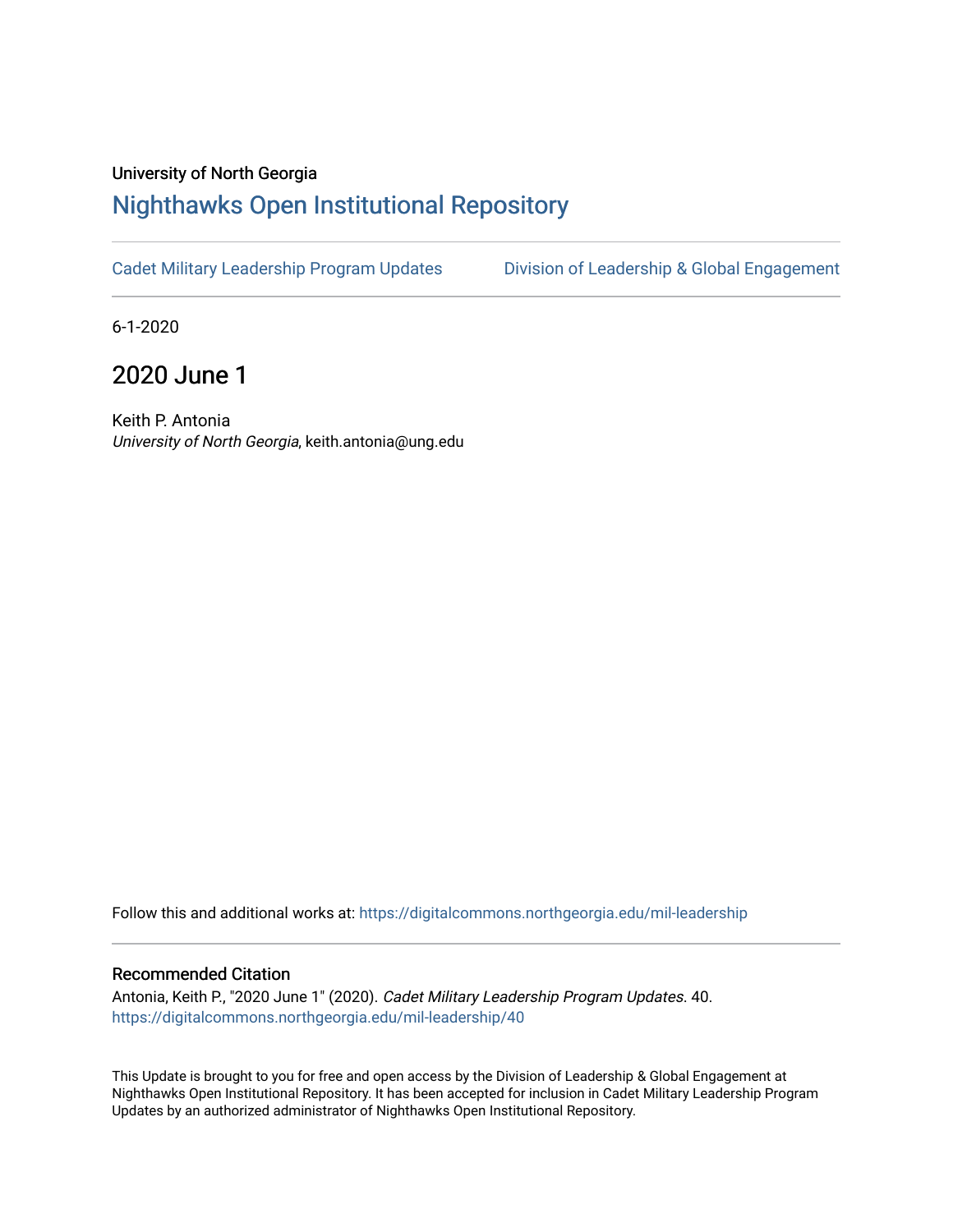University of North Georgia

# Nighthawks Open Institutional Repository

Cadet Military Leadership Program Updates | Division of Leadership & Global Engagement

6-1-2020

## 2020 June 1

Keith P. Antonia
*University of North Georgia*, keith.antonia@ung.edu

Follow this and additional works at: https://digitalcommons.northgeorgia.edu/mil-leadership

### Recommended Citation

Antonia, Keith P., "2020 June 1" (2020). *Cadet Military Leadership Program Updates*. 40.
https://digitalcommons.northgeorgia.edu/mil-leadership/40

This Update is brought to you for free and open access by the Division of Leadership & Global Engagement at Nighthawks Open Institutional Repository. It has been accepted for inclusion in Cadet Military Leadership Program Updates by an authorized administrator of Nighthawks Open Institutional Repository.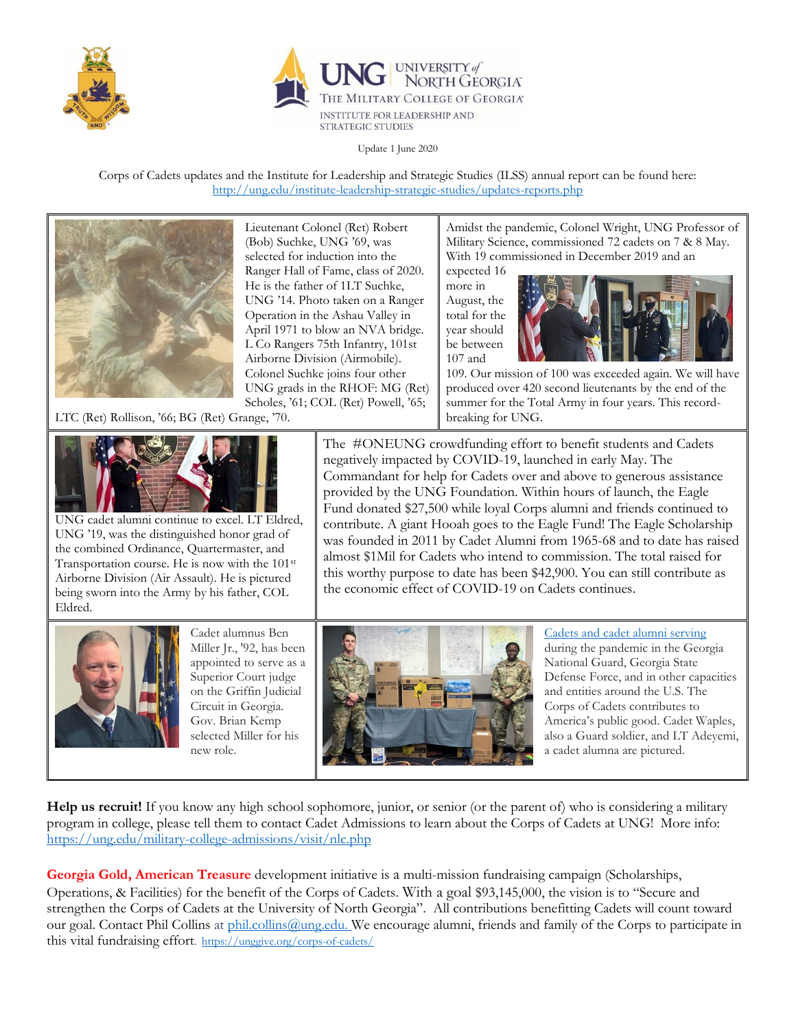UNIVERSITY of NORTH GEORGIA
THE MILITARY COLLEGE OF GEORGIA
INSTITUTE FOR LEADERSHIP AND STRATEGIC STUDIES

Update 1 June 2020

Corps of Cadets updates and the Institute for Leadership and Strategic Studies (ILSS) annual report can be found here: http://ung.edu/institute-leadership-strategic-studies/updates-reports.php

Lieutenant Colonel (Ret) Robert (Bob) Suchke, UNG '69, was selected for induction into the Ranger Hall of Fame, class of 2020. He is the father of 1LT Suchke, UNG '14. Photo taken on a Ranger Operation in the Ashau Valley in April 1971 to blow an NVA bridge. L Co Rangers 75th Infantry, 101st Airborne Division (Airmobile). Colonel Suchke joins four other UNG grads in the RHOF: MG (Ret) Scholes, '61; COL (Ret) Powell, '65; LTC (Ret) Rollison, '66; BG (Ret) Grange, '70.

Amidst the pandemic, Colonel Wright, UNG Professor of Military Science, commissioned 72 cadets on 7 & 8 May. With 19 commissioned in December 2019 and an expected 16 more in August, the total for the year should be between 107 and 109. Our mission of 100 was exceeded again. We will have produced over 420 second lieutenants by the end of the summer for the Total Army in four years. This record-breaking for UNG.

UNG cadet alumni continue to excel. LT Eldred, UNG '19, was the distinguished honor grad of the combined Ordinance, Quartermaster, and Transportation course. He is now with the 101st Airborne Division (Air Assault). He is pictured being sworn into the Army by his father, COL Eldred.

The #ONEUNG crowdfunding effort to benefit students and Cadets negatively impacted by COVID-19, launched in early May. The Commandant for help for Cadets over and above to generous assistance provided by the UNG Foundation. Within hours of launch, the Eagle Fund donated $27,500 while loyal Corps alumni and friends continued to contribute. A giant Hooah goes to the Eagle Fund! The Eagle Scholarship was founded in 2011 by Cadet Alumni from 1965-68 and to date has raised almost $1Mil for Cadets who intend to commission. The total raised for this worthy purpose to date has been $42,900. You can still contribute as the economic effect of COVID-19 on Cadets continues.

Cadet alumnus Ben Miller Jr., '92, has been appointed to serve as a Superior Court judge on the Griffin Judicial Circuit in Georgia. Gov. Brian Kemp selected Miller for his new role.

Cadets and cadet alumni serving during the pandemic in the Georgia National Guard, Georgia State Defense Force, and in other capacities and entities around the U.S. The Corps of Cadets contributes to America's public good. Cadet Waples, also a Guard soldier, and LT Adeyemi, a cadet alumna are pictured.

**Help us recruit!** If you know any high school sophomore, junior, or senior (or the parent of) who is considering a military program in college, please tell them to contact Cadet Admissions to learn about the Corps of Cadets at UNG! More info: https://ung.edu/military-college-admissions/visit/nlc.php

**Georgia Gold, American Treasure** development initiative is a multi-mission fundraising campaign (Scholarships, Operations, & Facilities) for the benefit of the Corps of Cadets. With a goal $93,145,000, the vision is to "Secure and strengthen the Corps of Cadets at the University of North Georgia". All contributions benefitting Cadets will count toward our goal. Contact Phil Collins at phil.collins@ung.edu. We encourage alumni, friends and family of the Corps to participate in this vital fundraising effort. https://unggive.org/corps-of-cadets/